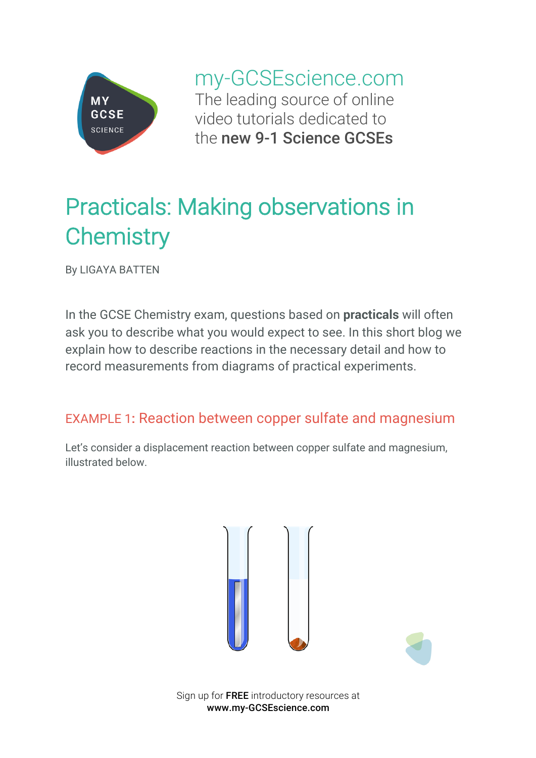my-GCSEscience.com
The leading source of online video tutorials dedicated to the **new 9-1 Science GCSEs**

# Practicals: Making observations in Chemistry

By LIGAYA BATTEN

In the GCSE Chemistry exam, questions based on **practicals** will often ask you to describe what you would expect to see. In this short blog we explain how to describe reactions in the necessary detail and how to record measurements from diagrams of practical experiments.

## EXAMPLE 1: Reaction between copper sulfate and magnesium

Let's consider a displacement reaction between copper sulfate and magnesium, illustrated below.

Sign up for **FREE** introductory resources at
**www.my-GCSEscience.com**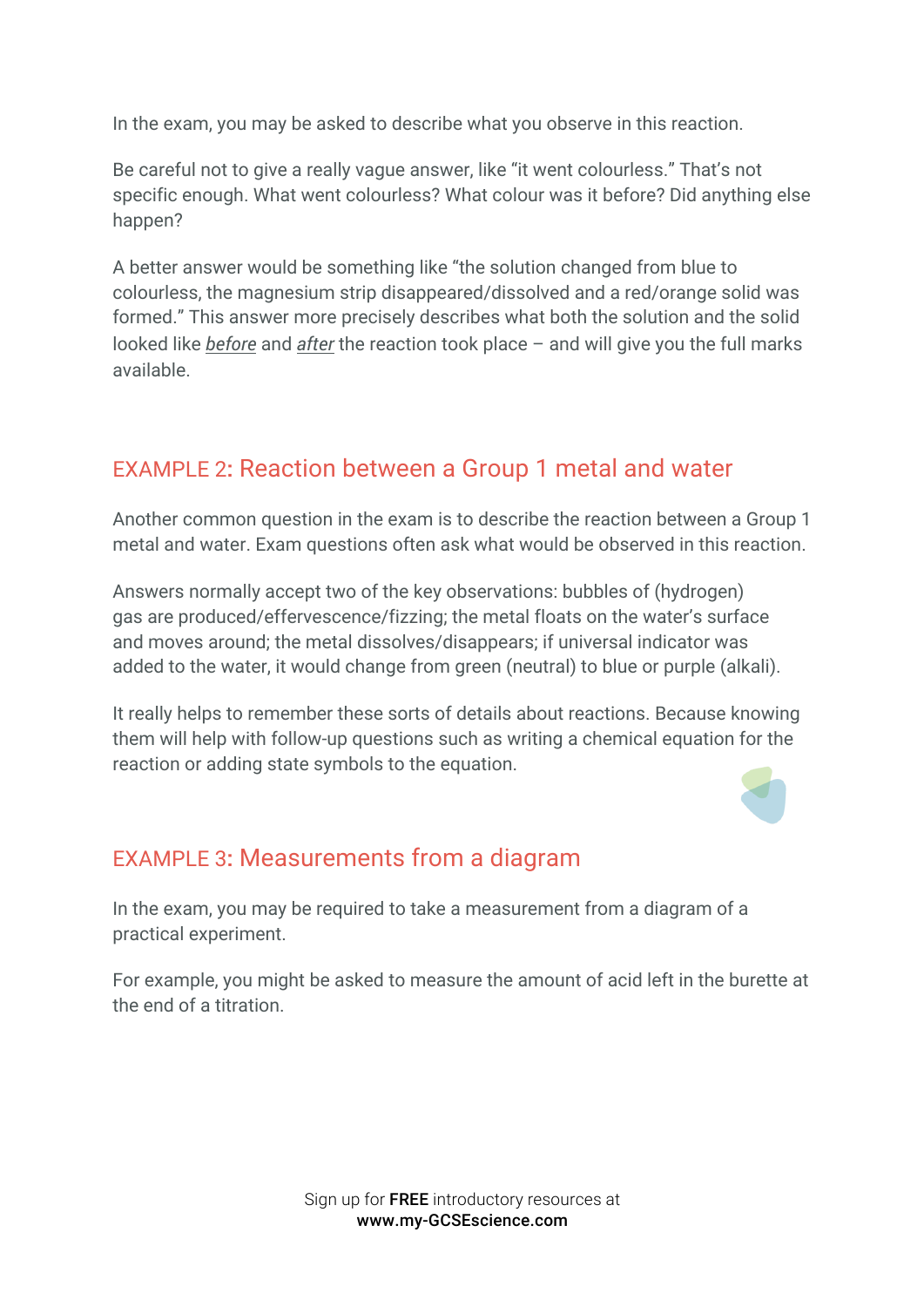In the exam, you may be asked to describe what you observe in this reaction.

Be careful not to give a really vague answer, like "it went colourless." That's not specific enough. What went colourless? What colour was it before? Did anything else happen?

A better answer would be something like "the solution changed from blue to colourless, the magnesium strip disappeared/dissolved and a red/orange solid was formed." This answer more precisely describes what both the solution and the solid looked like *before* and *after* the reaction took place – and will give you the full marks available.

## EXAMPLE 2: Reaction between a Group 1 metal and water

Another common question in the exam is to describe the reaction between a Group 1 metal and water. Exam questions often ask what would be observed in this reaction.

Answers normally accept two of the key observations: bubbles of (hydrogen) gas are produced/effervescence/fizzing; the metal floats on the water's surface and moves around; the metal dissolves/disappears; if universal indicator was added to the water, it would change from green (neutral) to blue or purple (alkali).

It really helps to remember these sorts of details about reactions. Because knowing them will help with follow-up questions such as writing a chemical equation for the reaction or adding state symbols to the equation.

## EXAMPLE 3: Measurements from a diagram

In the exam, you may be required to take a measurement from a diagram of a practical experiment.

For example, you might be asked to measure the amount of acid left in the burette at the end of a titration.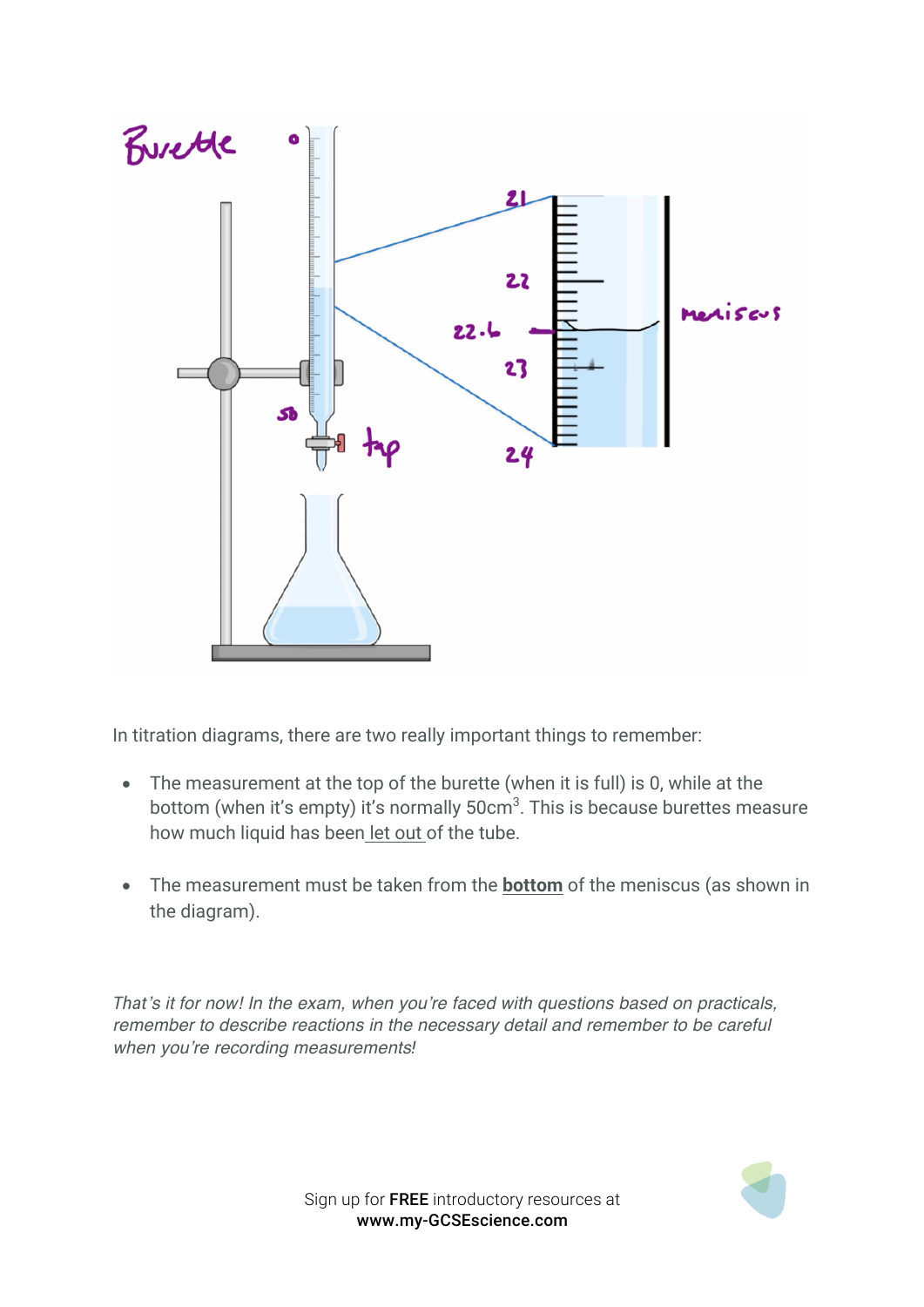Burette

0

21

22

22.6

23

24

50

tap

meniscus

In titration diagrams, there are two really important things to remember:

- The measurement at the top of the burette (when it is full) is 0, while at the bottom (when it's empty) it's normally 50cm$^3$. This is because burettes measure how much liquid has been let out of the tube.
- The measurement must be taken from the **bottom** of the meniscus (as shown in the diagram).

*That's it for now! In the exam, when you're faced with questions based on practicals, remember to describe reactions in the necessary detail and remember to be careful when you're recording measurements!*

Sign up for **FREE** introductory resources at
**www.my-GCSEscience.com**